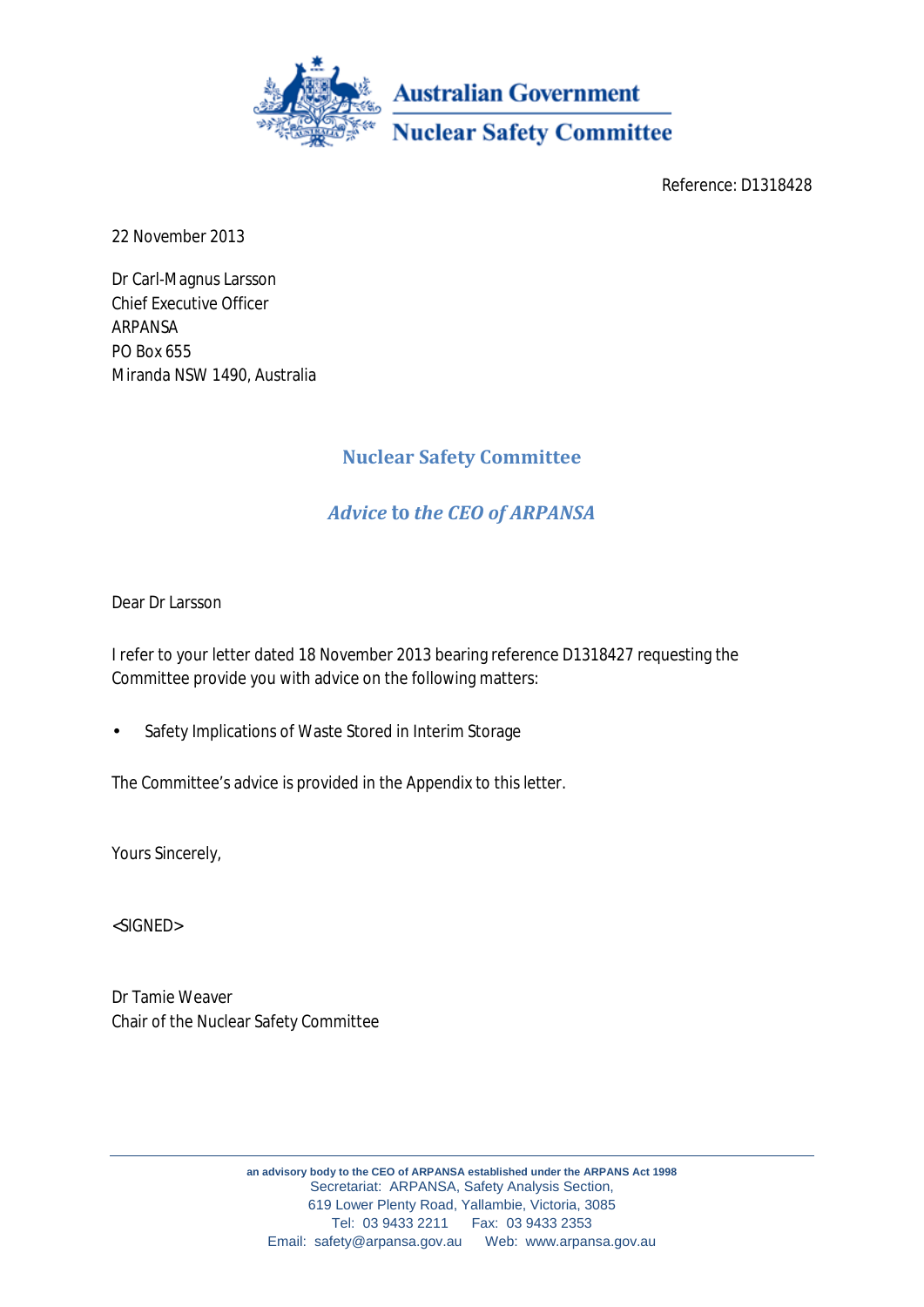**Australian Government**

**Nuclear Safety Committee**

Reference: D1318428

22 November 2013

Dr Carl-Magnus Larsson
Chief Executive Officer
ARPANSA
PO Box 655
Miranda NSW 1490, Australia

## Nuclear Safety Committee

### *Advice to the CEO of ARPANSA*

Dear Dr Larsson

I refer to your letter dated 18 November 2013 bearing reference D1318427 requesting the Committee provide you with advice on the following matters:

- Safety Implications of Waste Stored in Interim Storage

The Committee's advice is provided in the Appendix to this letter.

Yours Sincerely,

<SIGNED>

Dr Tamie Weaver
Chair of the Nuclear Safety Committee

**an advisory body to the CEO of ARPANSA established under the ARPANS Act 1998**
Secretariat: ARPANSA, Safety Analysis Section,
619 Lower Plenty Road, Yallambie, Victoria, 3085
Tel: 03 9433 2211 Fax: 03 9433 2353
Email: safety@arpansa.gov.au Web: www.arpansa.gov.au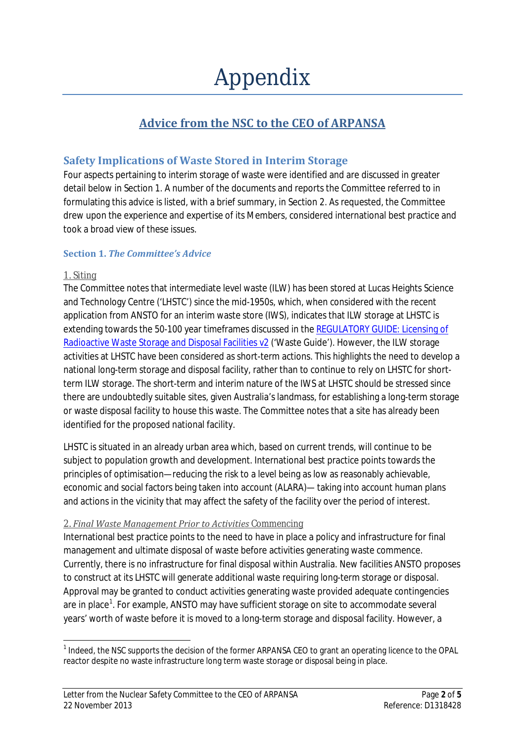# Appendix

## Advice from the NSC to the CEO of ARPANSA

### Safety Implications of Waste Stored in Interim Storage

Four aspects pertaining to interim storage of waste were identified and are discussed in greater detail below in Section 1. A number of the documents and reports the Committee referred to in formulating this advice is listed, with a brief summary, in Section 2. As requested, the Committee drew upon the experience and expertise of its Members, considered international best practice and took a broad view of these issues.

#### Section 1. *The Committee's Advice*

1. Siting

The Committee notes that intermediate level waste (ILW) has been stored at Lucas Heights Science and Technology Centre ('LHSTC') since the mid-1950s, which, when considered with the recent application from ANSTO for an interim waste store (IWS), indicates that ILW storage at LHSTC is extending towards the 50-100 year timeframes discussed in the REGULATORY GUIDE: Licensing of Radioactive Waste Storage and Disposal Facilities v2 ('Waste Guide'). However, the ILW storage activities at LHSTC have been considered as short-term actions. This highlights the need to develop a national long-term storage and disposal facility, rather than to continue to rely on LHSTC for short-term ILW storage. The short-term and interim nature of the IWS at LHSTC should be stressed since there are undoubtedly suitable sites, given Australia's landmass, for establishing a long-term storage or waste disposal facility to house this waste. The Committee notes that a site has already been identified for the proposed national facility.

LHSTC is situated in an already urban area which, based on current trends, will continue to be subject to population growth and development. International best practice points towards the principles of optimisation—reducing the risk to a level being as low as reasonably achievable, economic and social factors being taken into account (ALARA)— taking into account human plans and actions in the vicinity that may affect the safety of the facility over the period of interest.

2. *Final Waste Management Prior to Activities* Commencing

International best practice points to the need to have in place a policy and infrastructure for final management and ultimate disposal of waste before activities generating waste commence. Currently, there is no infrastructure for final disposal within Australia. New facilities ANSTO proposes to construct at its LHSTC will generate additional waste requiring long-term storage or disposal. Approval may be granted to conduct activities generating waste provided adequate contingencies are in place[1]. For example, ANSTO may have sufficient storage on site to accommodate several years' worth of waste before it is moved to a long-term storage and disposal facility. However, a

[1] Indeed, the NSC supports the decision of the former ARPANSA CEO to grant an operating licence to the OPAL reactor despite no waste infrastructure long term waste storage or disposal being in place.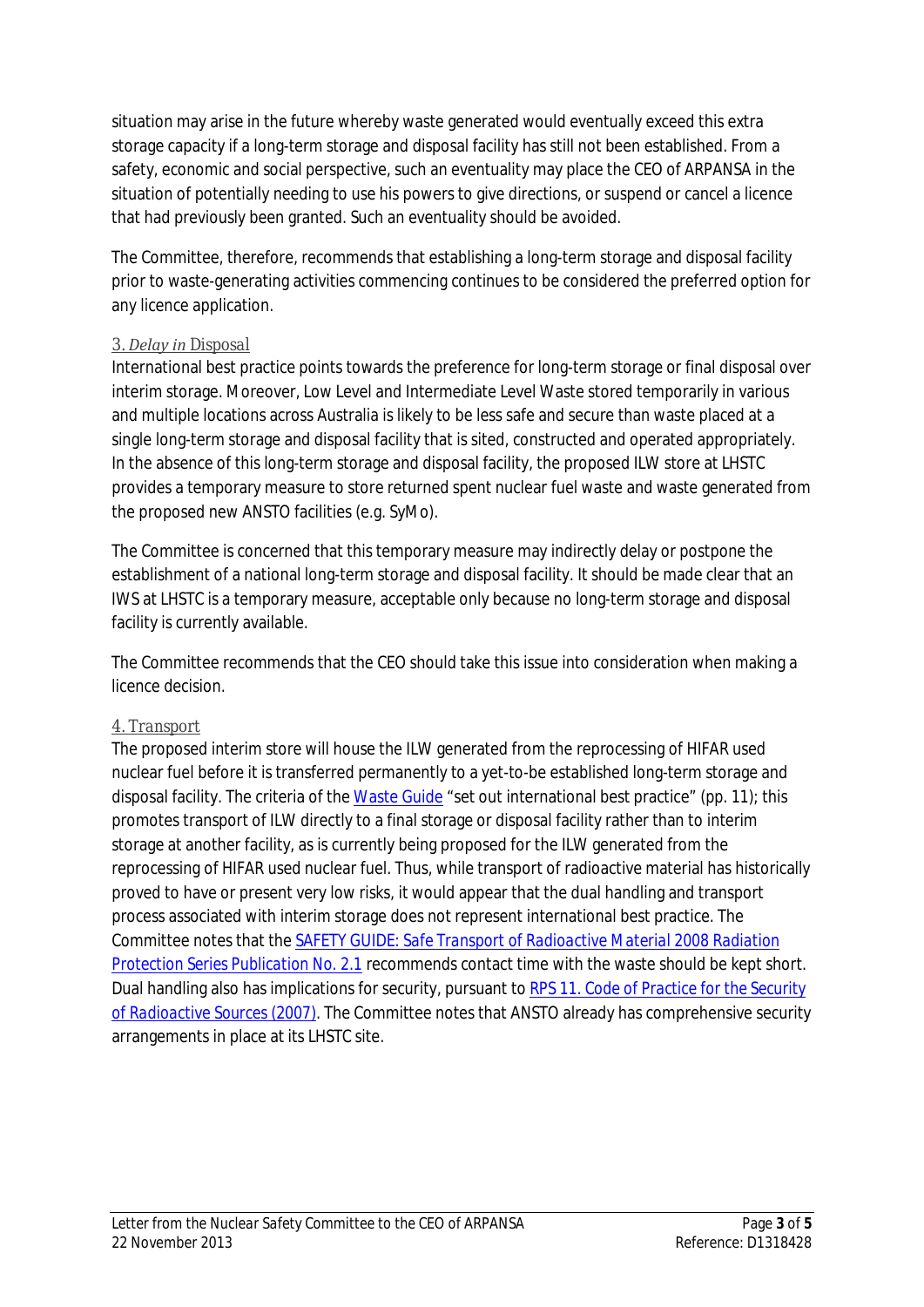situation may arise in the future whereby waste generated would eventually exceed this extra storage capacity if a long-term storage and disposal facility has still not been established. From a safety, economic and social perspective, such an eventuality may place the CEO of ARPANSA in the situation of potentially needing to use his powers to give directions, or suspend or cancel a licence that had previously been granted. Such an eventuality should be avoided.

The Committee, therefore, recommends that establishing a long-term storage and disposal facility prior to waste-generating activities commencing continues to be considered the preferred option for any licence application.

### 3. *Delay in* Disposal

International best practice points towards the preference for long-term storage or final disposal over interim storage. Moreover, Low Level and Intermediate Level Waste stored temporarily in various and multiple locations across Australia is likely to be less safe and secure than waste placed at a single long-term storage and disposal facility that is sited, constructed and operated appropriately. In the absence of this long-term storage and disposal facility, the proposed ILW store at LHSTC provides a temporary measure to store returned spent nuclear fuel waste and waste generated from the proposed new ANSTO facilities (e.g. SyMo).

The Committee is concerned that this temporary measure may indirectly delay or postpone the establishment of a national long-term storage and disposal facility. It should be made clear that an IWS at LHSTC is a temporary measure, acceptable only because no long-term storage and disposal facility is currently available.

The Committee recommends that the CEO should take this issue into consideration when making a licence decision.

### 4. *Transport*

The proposed interim store will house the ILW generated from the reprocessing of HIFAR used nuclear fuel before it is transferred permanently to a yet-to-be established long-term storage and disposal facility. The criteria of the Waste Guide "set out international best practice" (pp. 11); this promotes transport of ILW directly to a final storage or disposal facility rather than to interim storage at another facility, as is currently being proposed for the ILW generated from the reprocessing of HIFAR used nuclear fuel. Thus, while transport of radioactive material has historically proved to have or present very low risks, it would appear that the dual handling and transport process associated with interim storage does not represent international best practice. The Committee notes that the SAFETY GUIDE: *Safe Transport of Radioactive Material 2008* Radiation Protection Series Publication No. 2.1 recommends contact time with the waste should be kept short. Dual handling also has implications for security, pursuant to RPS 11. Code of Practice for the Security of Radioactive Sources (2007). The Committee notes that ANSTO already has comprehensive security arrangements in place at its LHSTC site.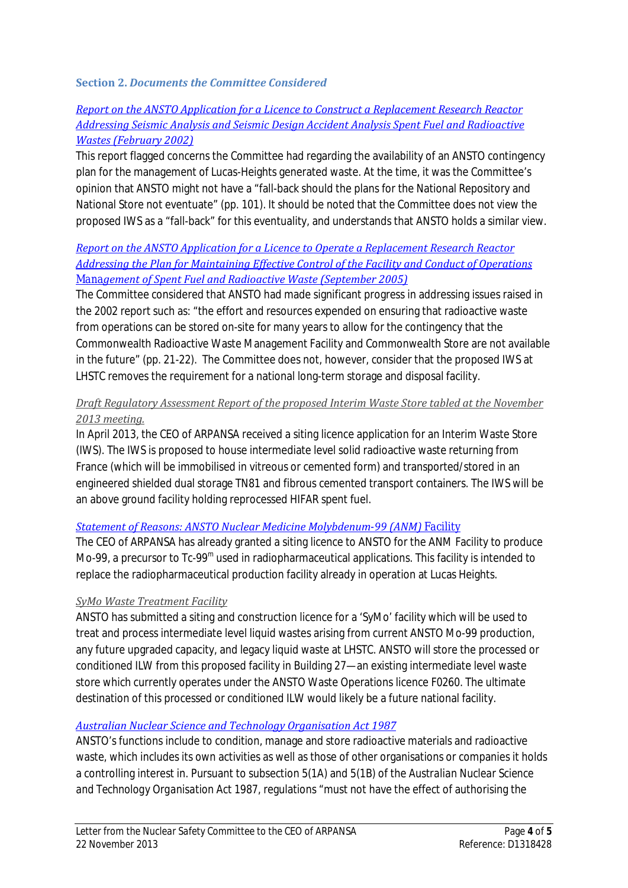### Section 2. *Documents the Committee Considered*

*Report on the ANSTO Application for a Licence to Construct a Replacement Research Reactor Addressing Seismic Analysis and Seismic Design Accident Analysis Spent Fuel and Radioactive Wastes (February 2002)*

This report flagged concerns the Committee had regarding the availability of an ANSTO contingency plan for the management of Lucas-Heights generated waste. At the time, it was the Committee's opinion that ANSTO might not have a "fall-back should the plans for the National Repository and National Store not eventuate" (pp. 101). It should be noted that the Committee does not view the proposed IWS as a "fall-back" for this eventuality, and understands that ANSTO holds a similar view.

*Report on the ANSTO Application for a Licence to Operate a Replacement Research Reactor Addressing the Plan for Maintaining Effective Control of the Facility and Conduct of Operations Management of Spent Fuel and Radioactive Waste (September 2005)*

The Committee considered that ANSTO had made significant progress in addressing issues raised in the 2002 report such as: "the effort and resources expended on ensuring that radioactive waste from operations can be stored on-site for many years to allow for the contingency that the Commonwealth Radioactive Waste Management Facility and Commonwealth Store are not available in the future" (pp. 21-22). The Committee does not, however, consider that the proposed IWS at LHSTC removes the requirement for a national long-term storage and disposal facility.

*Draft Regulatory Assessment Report of the proposed Interim Waste Store tabled at the November 2013 meeting.*

In April 2013, the CEO of ARPANSA received a siting licence application for an Interim Waste Store (IWS). The IWS is proposed to house intermediate level solid radioactive waste returning from France (which will be immobilised in vitreous or cemented form) and transported/stored in an engineered shielded dual storage TN81 and fibrous cemented transport containers. The IWS will be an above ground facility holding reprocessed HIFAR spent fuel.

*Statement of Reasons: ANSTO Nuclear Medicine Molybdenum-99 (ANM) Facility*

The CEO of ARPANSA has already granted a siting licence to ANSTO for the ANM Facility to produce Mo-99, a precursor to Tc-99m used in radiopharmaceutical applications. This facility is intended to replace the radiopharmaceutical production facility already in operation at Lucas Heights.

*SyMo Waste Treatment Facility*

ANSTO has submitted a siting and construction licence for a 'SyMo' facility which will be used to treat and process intermediate level liquid wastes arising from current ANSTO Mo-99 production, any future upgraded capacity, and legacy liquid waste at LHSTC. ANSTO will store the processed or conditioned ILW from this proposed facility in Building 27—an existing intermediate level waste store which currently operates under the ANSTO Waste Operations licence F0260. The ultimate destination of this processed or conditioned ILW would likely be a future national facility.

*Australian Nuclear Science and Technology Organisation Act 1987*

ANSTO's functions include to condition, manage and store radioactive materials and radioactive waste, which includes its own activities as well as those of other organisations or companies it holds a controlling interest in. Pursuant to subsection 5(1A) and 5(1B) of the Australian Nuclear Science and Technology Organisation Act 1987, regulations "must not have the effect of authorising the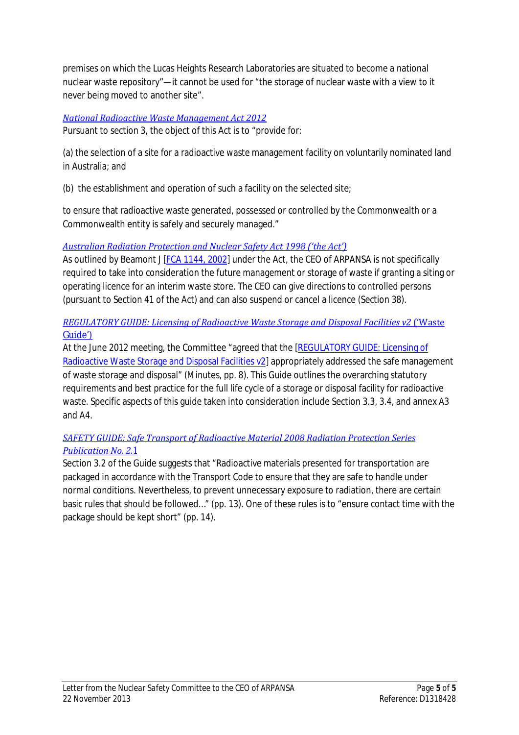premises on which the Lucas Heights Research Laboratories are situated to become a national nuclear waste repository"—it cannot be used for "the storage of nuclear waste with a view to it never being moved to another site".

*National Radioactive Waste Management Act 2012*

Pursuant to section 3, the object of this Act is to "provide for:

(a) the selection of a site for a radioactive waste management facility on voluntarily nominated land in Australia; and

(b) the establishment and operation of such a facility on the selected site;

to ensure that radioactive waste generated, possessed or controlled by the Commonwealth or a Commonwealth entity is safely and securely managed."

*Australian Radiation Protection and Nuclear Safety Act 1998 ('the Act')*

As outlined by Beamont J [FCA 1144, 2002] under the Act, the CEO of ARPANSA is not specifically required to take into consideration the future management or storage of waste if granting a siting or operating licence for an interim waste store. The CEO can give directions to controlled persons (pursuant to Section 41 of the Act) and can also suspend or cancel a licence (Section 38).

*REGULATORY GUIDE: Licensing of Radioactive Waste Storage and Disposal Facilities v2* ('Waste Guide')

At the June 2012 meeting, the Committee "agreed that the [REGULATORY GUIDE: Licensing of Radioactive Waste Storage and Disposal Facilities v2] appropriately addressed the safe management of waste storage and disposal" (Minutes, pp. 8). This Guide outlines the overarching statutory requirements and best practice for the full life cycle of a storage or disposal facility for radioactive waste. Specific aspects of this guide taken into consideration include Section 3.3, 3.4, and annex A3 and A4.

*SAFETY GUIDE: Safe Transport of Radioactive Material 2008 Radiation Protection Series Publication No. 2.*1

Section 3.2 of the Guide suggests that "Radioactive materials presented for transportation are packaged in accordance with the Transport Code to ensure that they are safe to handle under normal conditions. Nevertheless, to prevent unnecessary exposure to radiation, there are certain basic rules that should be followed…" (pp. 13). One of these rules is to "ensure contact time with the package should be kept short" (pp. 14).